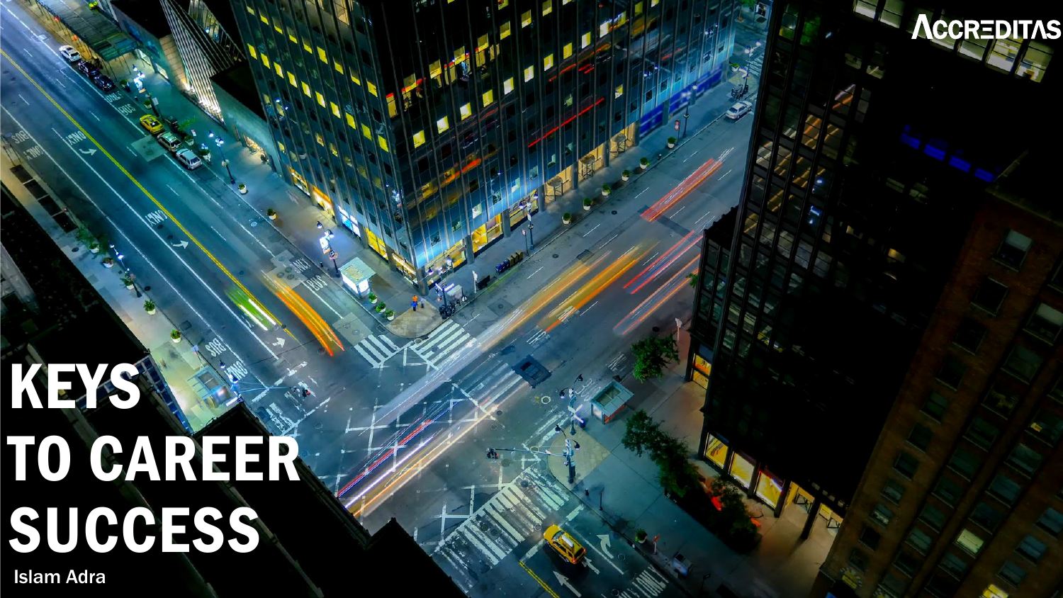ACCREDITAS

# KEYS TO CAREER SUCCESS

Islam Adra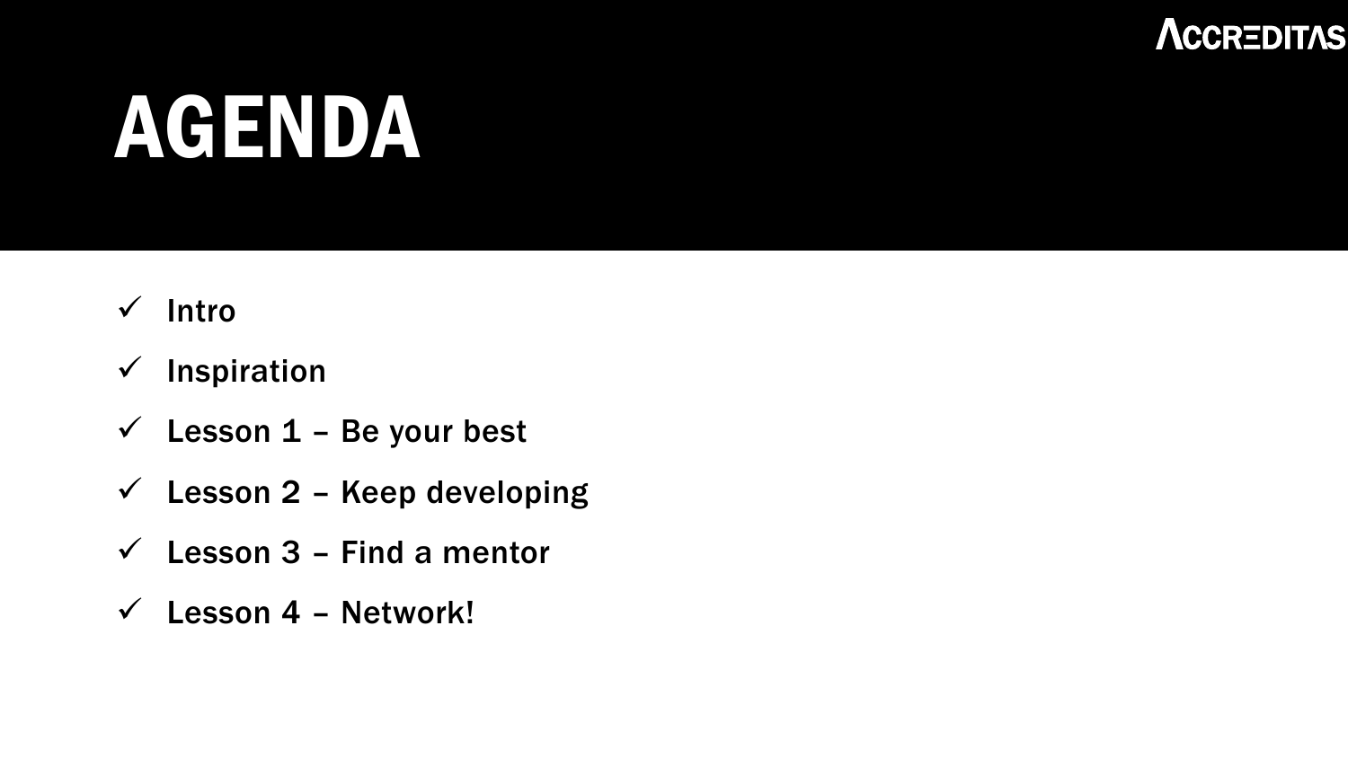# AGENDA

- ✓ Intro
- ✓ Inspiration
- ✓ Lesson 1 – Be your best
- ✓ Lesson 2 – Keep developing
- ✓ Lesson 3 – Find a mentor
- ✓ Lesson 4 – Network!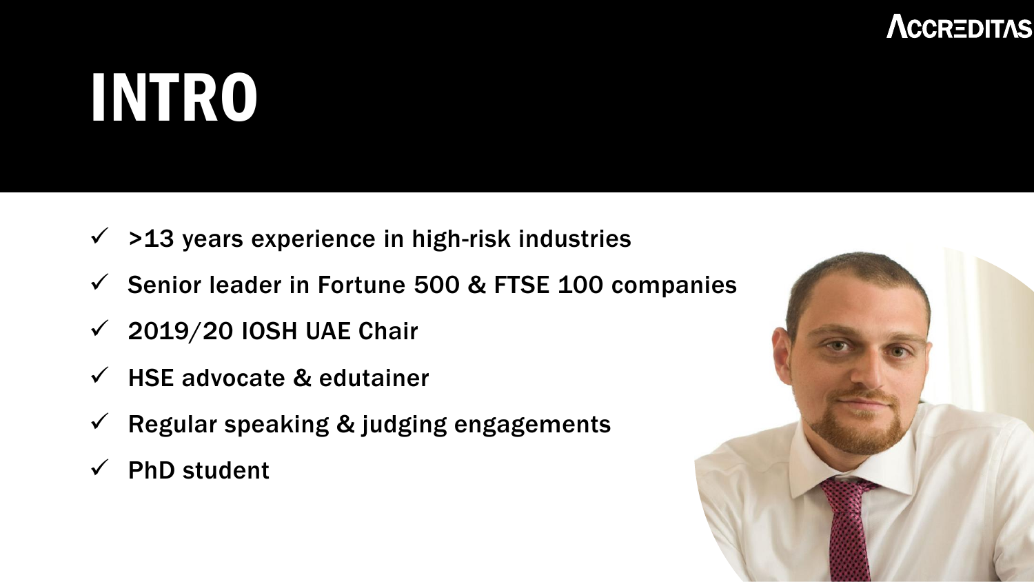# INTRO

- ✓ >13 years experience in high-risk industries
- ✓ Senior leader in Fortune 500 & FTSE 100 companies
- ✓ 2019/20 IOSH UAE Chair
- ✓ HSE advocate & edutainer
- ✓ Regular speaking & judging engagements
- ✓ PhD student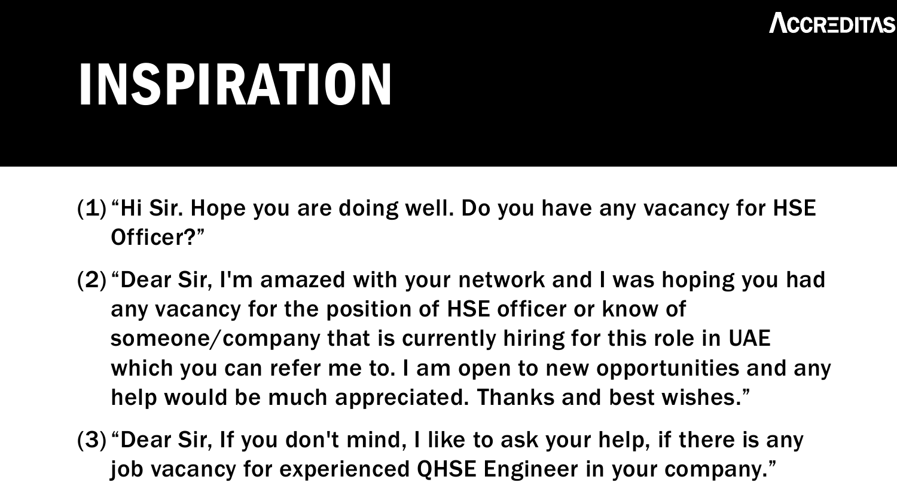# INSPIRATION

(1) "Hi Sir. Hope you are doing well. Do you have any vacancy for HSE Officer?"

(2) "Dear Sir, I'm amazed with your network and I was hoping you had any vacancy for the position of HSE officer or know of someone/company that is currently hiring for this role in UAE which you can refer me to. I am open to new opportunities and any help would be much appreciated. Thanks and best wishes."

(3) "Dear Sir, If you don't mind, I like to ask your help, if there is any job vacancy for experienced QHSE Engineer in your company."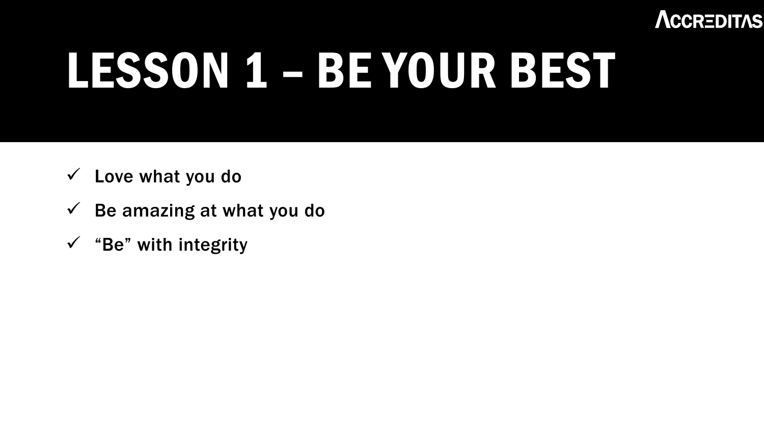# LESSON 1 – BE YOUR BEST

- ✓ Love what you do
- ✓ Be amazing at what you do
- ✓ "Be" with integrity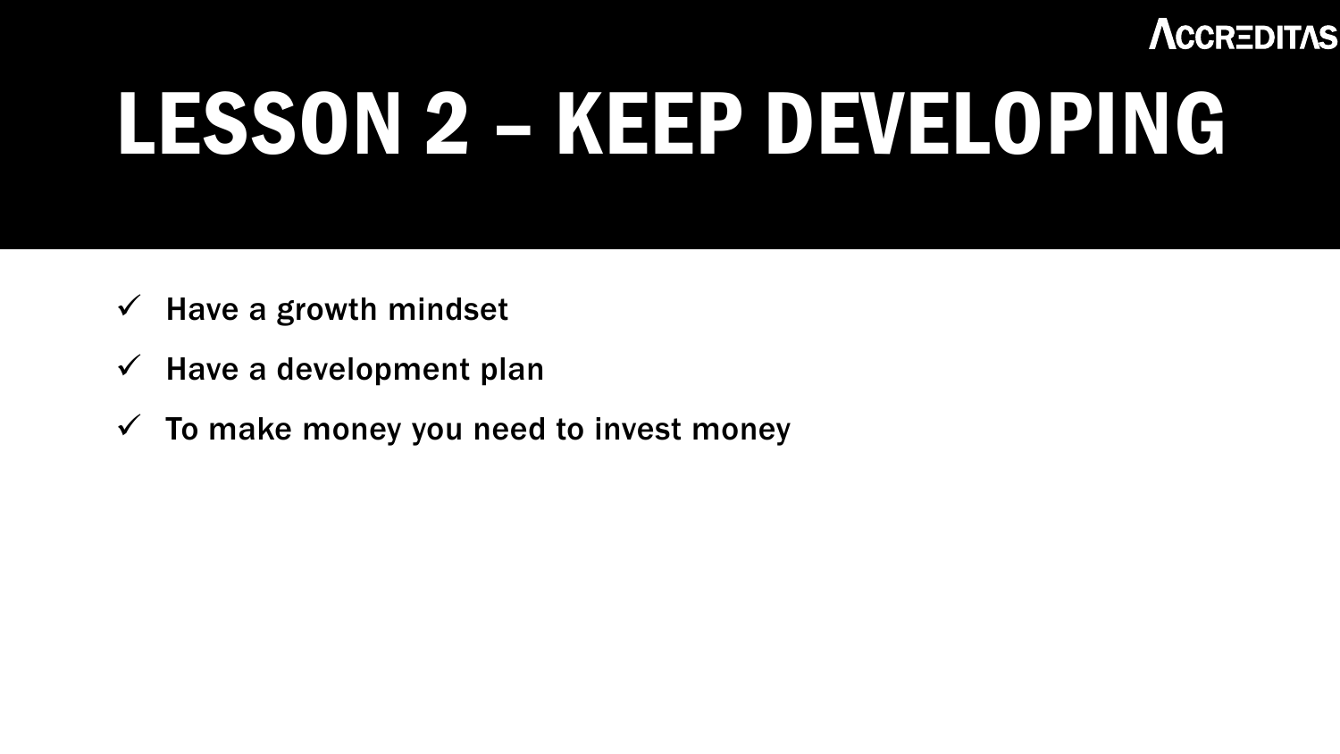# LESSON 2 – KEEP DEVELOPING

- ✓ Have a growth mindset
- ✓ Have a development plan
- ✓ To make money you need to invest money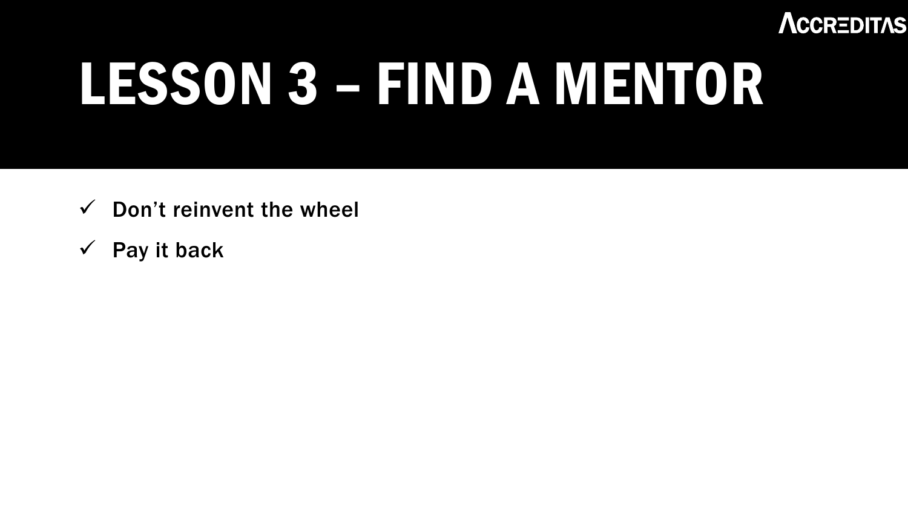# LESSON 3 – FIND A MENTOR

- ✓ **Don't reinvent the wheel**
- ✓ **Pay it back**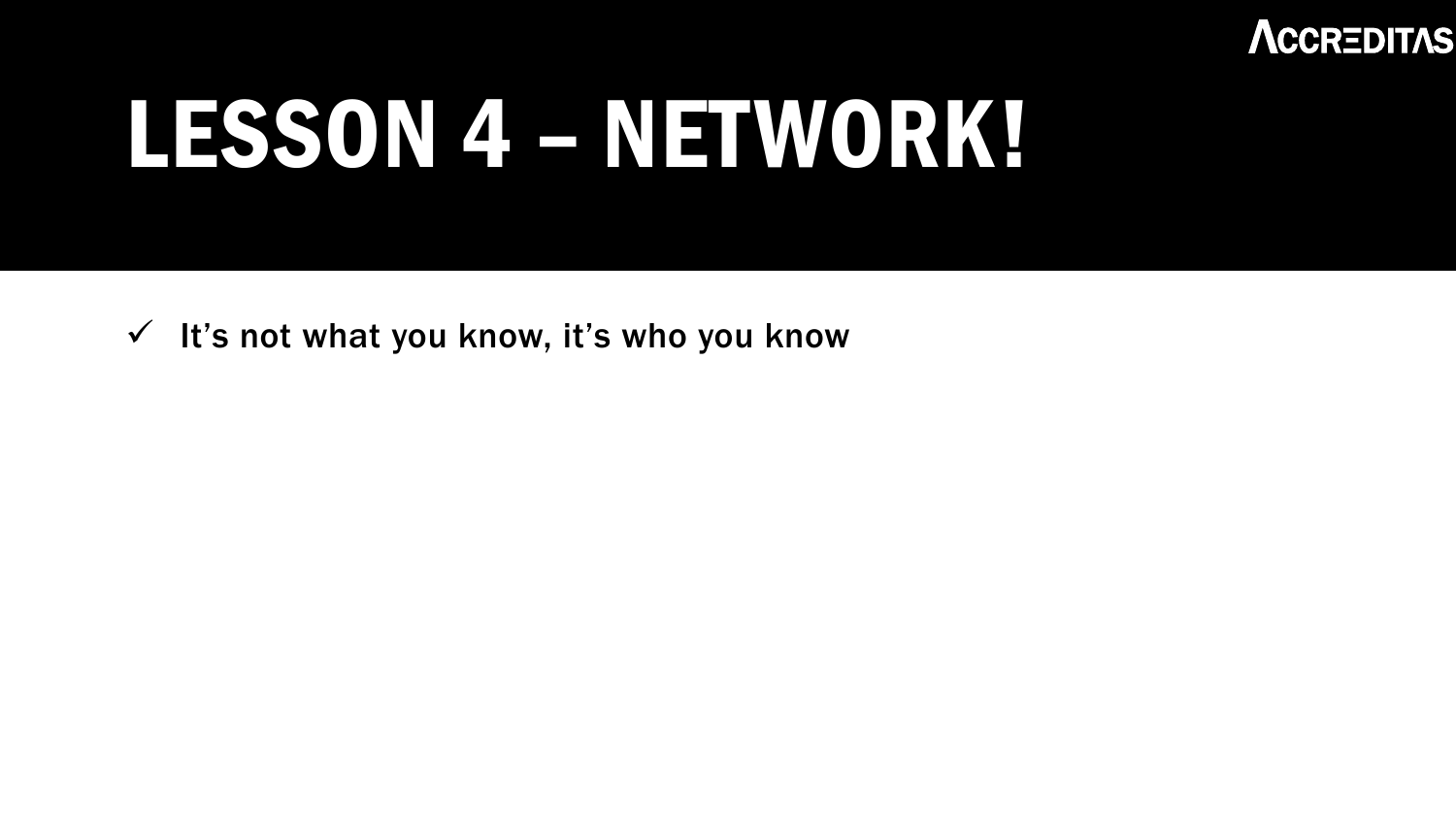# LESSON 4 – NETWORK!

- It's not what you know, it's who you know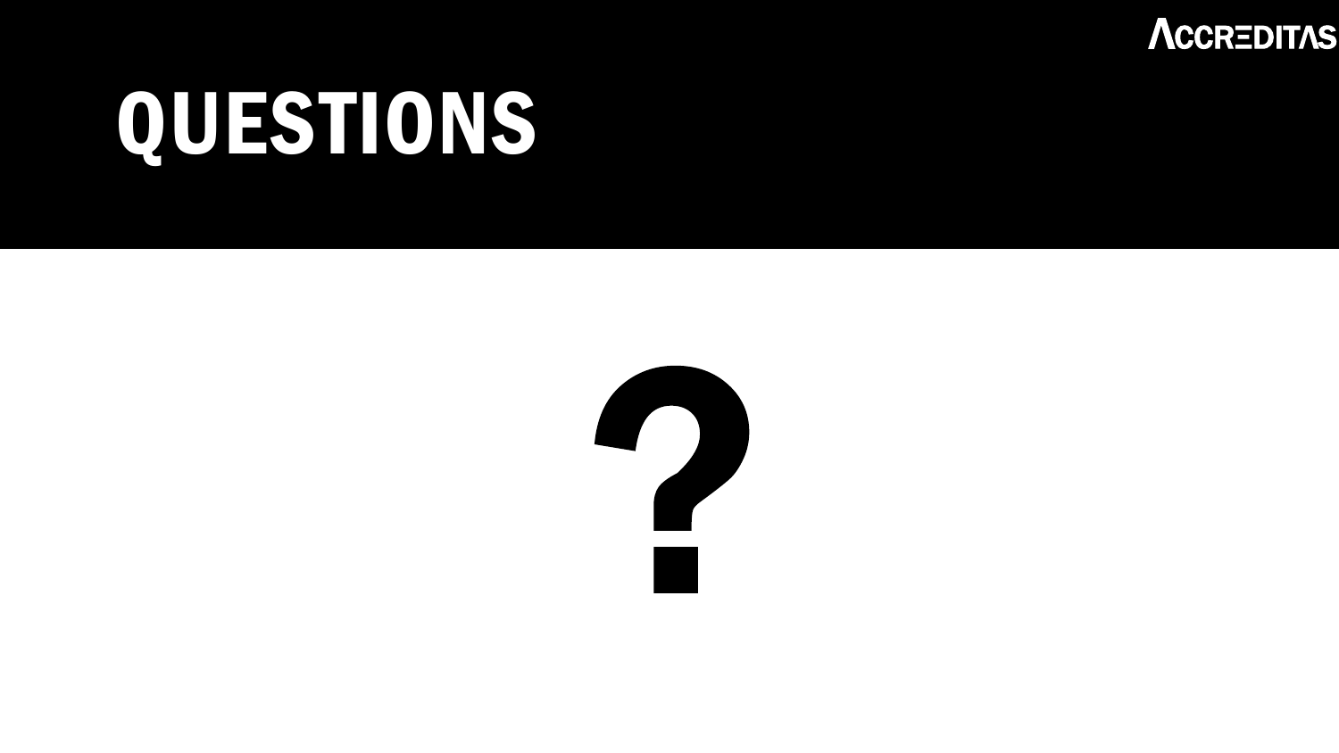# QUESTIONS

?